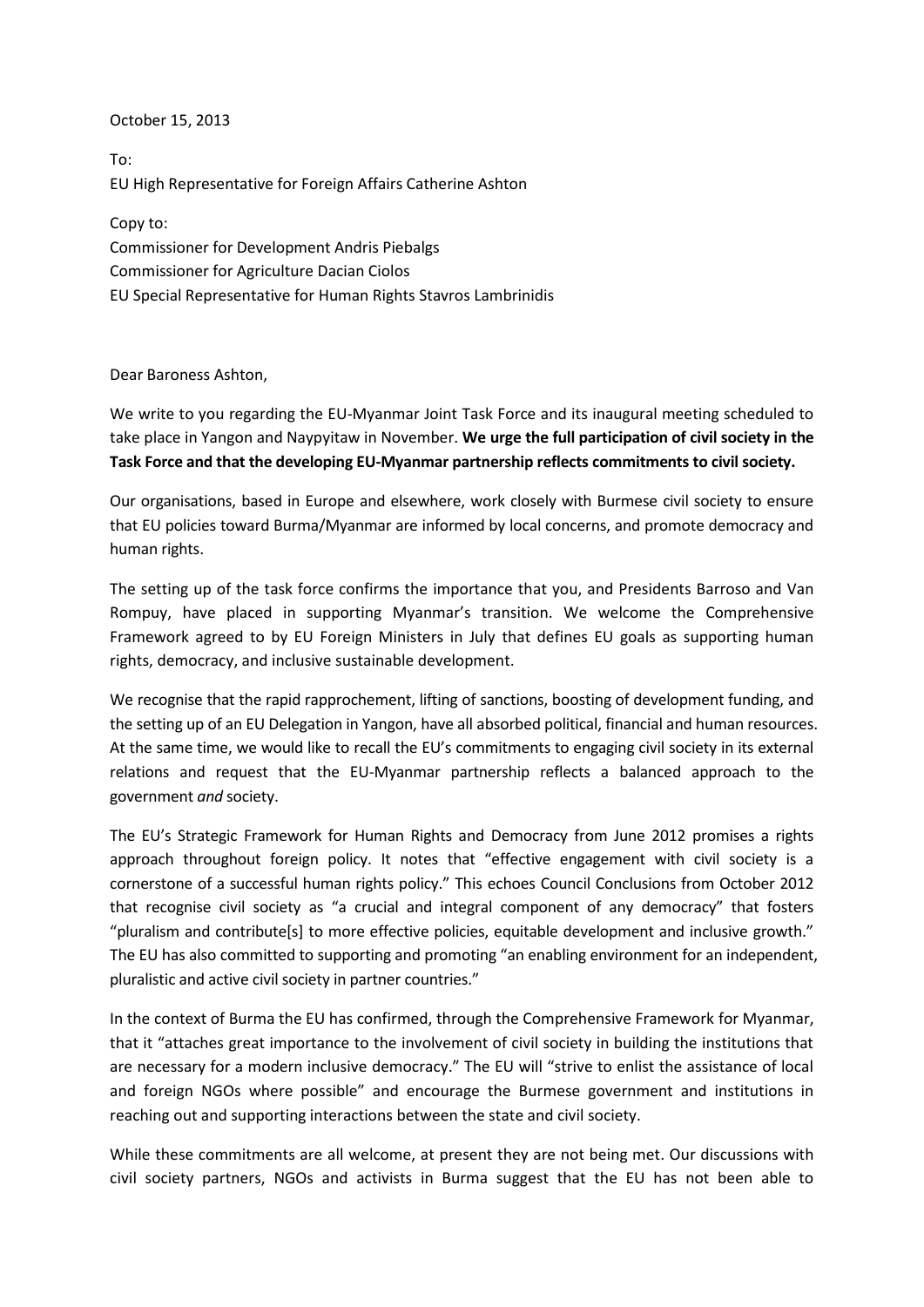October 15, 2013

To:
EU High Representative for Foreign Affairs Catherine Ashton

Copy to:
Commissioner for Development Andris Piebalgs
Commissioner for Agriculture Dacian Ciolos
EU Special Representative for Human Rights Stavros Lambrinidis

Dear Baroness Ashton,

We write to you regarding the EU-Myanmar Joint Task Force and its inaugural meeting scheduled to take place in Yangon and Naypyitaw in November. **We urge the full participation of civil society in the Task Force and that the developing EU-Myanmar partnership reflects commitments to civil society.**

Our organisations, based in Europe and elsewhere, work closely with Burmese civil society to ensure that EU policies toward Burma/Myanmar are informed by local concerns, and promote democracy and human rights.

The setting up of the task force confirms the importance that you, and Presidents Barroso and Van Rompuy, have placed in supporting Myanmar's transition. We welcome the Comprehensive Framework agreed to by EU Foreign Ministers in July that defines EU goals as supporting human rights, democracy, and inclusive sustainable development.

We recognise that the rapid rapprochement, lifting of sanctions, boosting of development funding, and the setting up of an EU Delegation in Yangon, have all absorbed political, financial and human resources. At the same time, we would like to recall the EU's commitments to engaging civil society in its external relations and request that the EU-Myanmar partnership reflects a balanced approach to the government *and* society.

The EU's Strategic Framework for Human Rights and Democracy from June 2012 promises a rights approach throughout foreign policy. It notes that "effective engagement with civil society is a cornerstone of a successful human rights policy." This echoes Council Conclusions from October 2012 that recognise civil society as "a crucial and integral component of any democracy" that fosters "pluralism and contribute[s] to more effective policies, equitable development and inclusive growth." The EU has also committed to supporting and promoting "an enabling environment for an independent, pluralistic and active civil society in partner countries."

In the context of Burma the EU has confirmed, through the Comprehensive Framework for Myanmar, that it "attaches great importance to the involvement of civil society in building the institutions that are necessary for a modern inclusive democracy." The EU will "strive to enlist the assistance of local and foreign NGOs where possible" and encourage the Burmese government and institutions in reaching out and supporting interactions between the state and civil society.

While these commitments are all welcome, at present they are not being met. Our discussions with civil society partners, NGOs and activists in Burma suggest that the EU has not been able to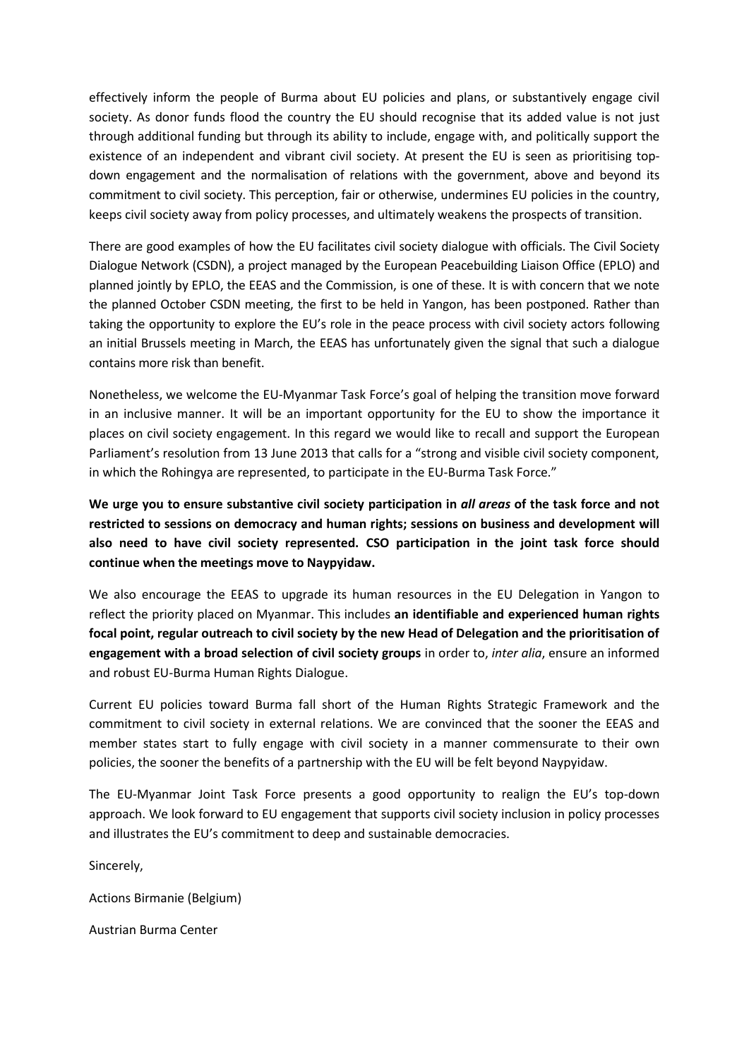effectively inform the people of Burma about EU policies and plans, or substantively engage civil society. As donor funds flood the country the EU should recognise that its added value is not just through additional funding but through its ability to include, engage with, and politically support the existence of an independent and vibrant civil society. At present the EU is seen as prioritising top-down engagement and the normalisation of relations with the government, above and beyond its commitment to civil society. This perception, fair or otherwise, undermines EU policies in the country, keeps civil society away from policy processes, and ultimately weakens the prospects of transition.

There are good examples of how the EU facilitates civil society dialogue with officials. The Civil Society Dialogue Network (CSDN), a project managed by the European Peacebuilding Liaison Office (EPLO) and planned jointly by EPLO, the EEAS and the Commission, is one of these. It is with concern that we note the planned October CSDN meeting, the first to be held in Yangon, has been postponed. Rather than taking the opportunity to explore the EU's role in the peace process with civil society actors following an initial Brussels meeting in March, the EEAS has unfortunately given the signal that such a dialogue contains more risk than benefit.

Nonetheless, we welcome the EU-Myanmar Task Force's goal of helping the transition move forward in an inclusive manner. It will be an important opportunity for the EU to show the importance it places on civil society engagement. In this regard we would like to recall and support the European Parliament's resolution from 13 June 2013 that calls for a "strong and visible civil society component, in which the Rohingya are represented, to participate in the EU-Burma Task Force."

**We urge you to ensure substantive civil society participation in *all areas* of the task force and not restricted to sessions on democracy and human rights; sessions on business and development will also need to have civil society represented. CSO participation in the joint task force should continue when the meetings move to Naypyidaw.**

We also encourage the EEAS to upgrade its human resources in the EU Delegation in Yangon to reflect the priority placed on Myanmar. This includes **an identifiable and experienced human rights focal point, regular outreach to civil society by the new Head of Delegation and the prioritisation of engagement with a broad selection of civil society groups** in order to, *inter alia*, ensure an informed and robust EU-Burma Human Rights Dialogue.

Current EU policies toward Burma fall short of the Human Rights Strategic Framework and the commitment to civil society in external relations. We are convinced that the sooner the EEAS and member states start to fully engage with civil society in a manner commensurate to their own policies, the sooner the benefits of a partnership with the EU will be felt beyond Naypyidaw.

The EU-Myanmar Joint Task Force presents a good opportunity to realign the EU's top-down approach. We look forward to EU engagement that supports civil society inclusion in policy processes and illustrates the EU's commitment to deep and sustainable democracies.

Sincerely,

Actions Birmanie (Belgium)

Austrian Burma Center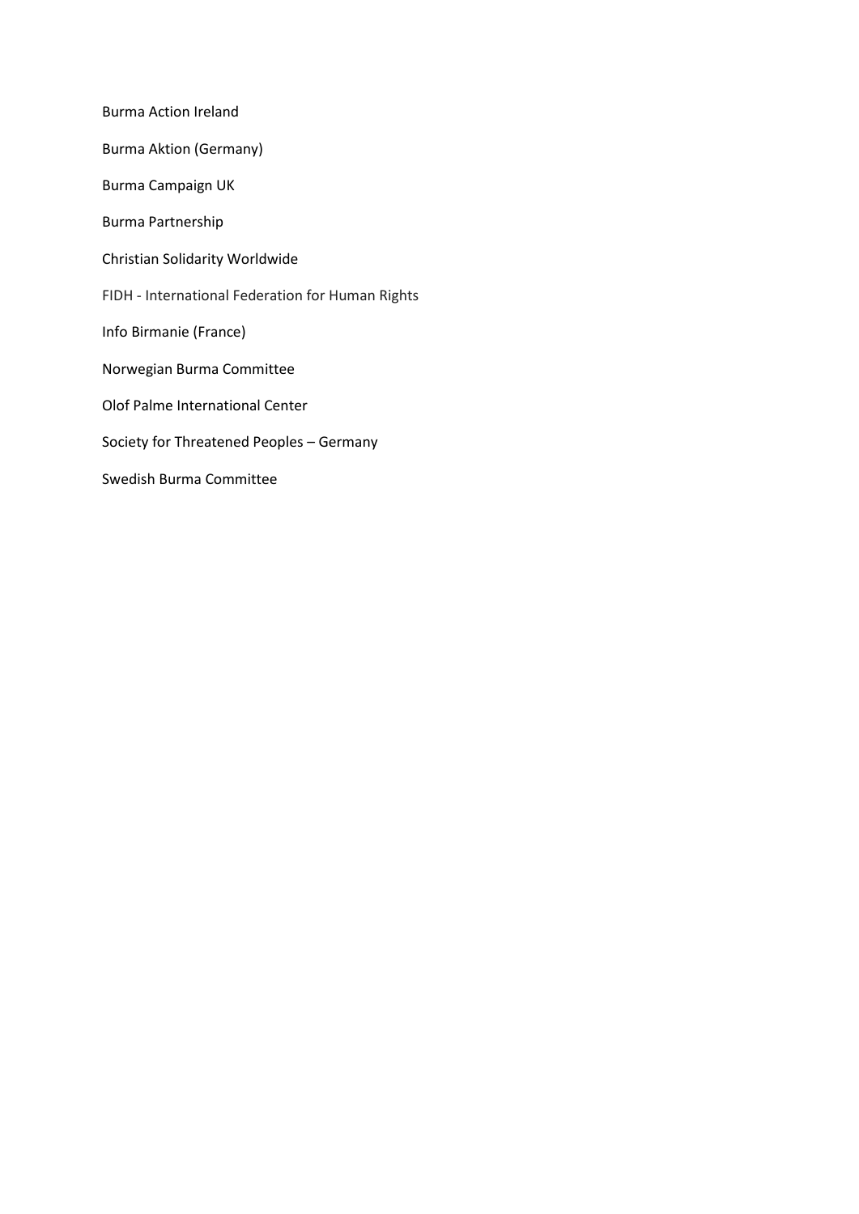Burma Action Ireland

Burma Aktion (Germany)

Burma Campaign UK

Burma Partnership

Christian Solidarity Worldwide

FIDH - International Federation for Human Rights

Info Birmanie (France)

Norwegian Burma Committee

Olof Palme International Center

Society for Threatened Peoples – Germany

Swedish Burma Committee